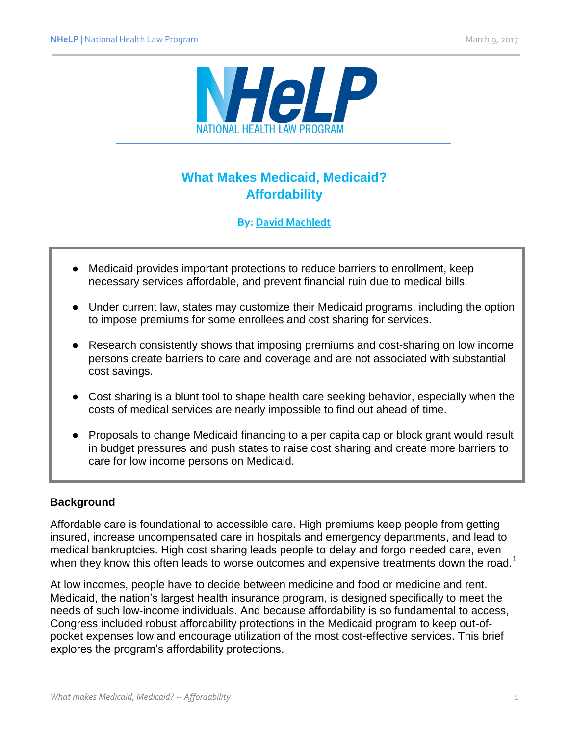# What Makes Medicaid, Medicaid? Affordability

**By: David Machledt**

- Medicaid provides important protections to reduce barriers to enrollment, keep necessary services affordable, and prevent financial ruin due to medical bills.
- Under current law, states may customize their Medicaid programs, including the option to impose premiums for some enrollees and cost sharing for services.
- Research consistently shows that imposing premiums and cost-sharing on low income persons create barriers to care and coverage and are not associated with substantial cost savings.
- Cost sharing is a blunt tool to shape health care seeking behavior, especially when the costs of medical services are nearly impossible to find out ahead of time.
- Proposals to change Medicaid financing to a per capita cap or block grant would result in budget pressures and push states to raise cost sharing and create more barriers to care for low income persons on Medicaid.

## Background

Affordable care is foundational to accessible care. High premiums keep people from getting insured, increase uncompensated care in hospitals and emergency departments, and lead to medical bankruptcies. High cost sharing leads people to delay and forgo needed care, even when they know this often leads to worse outcomes and expensive treatments down the road.[1]

At low incomes, people have to decide between medicine and food or medicine and rent. Medicaid, the nation's largest health insurance program, is designed specifically to meet the needs of such low-income individuals. And because affordability is so fundamental to access, Congress included robust affordability protections in the Medicaid program to keep out-of-pocket expenses low and encourage utilization of the most cost-effective services. This brief explores the program's affordability protections.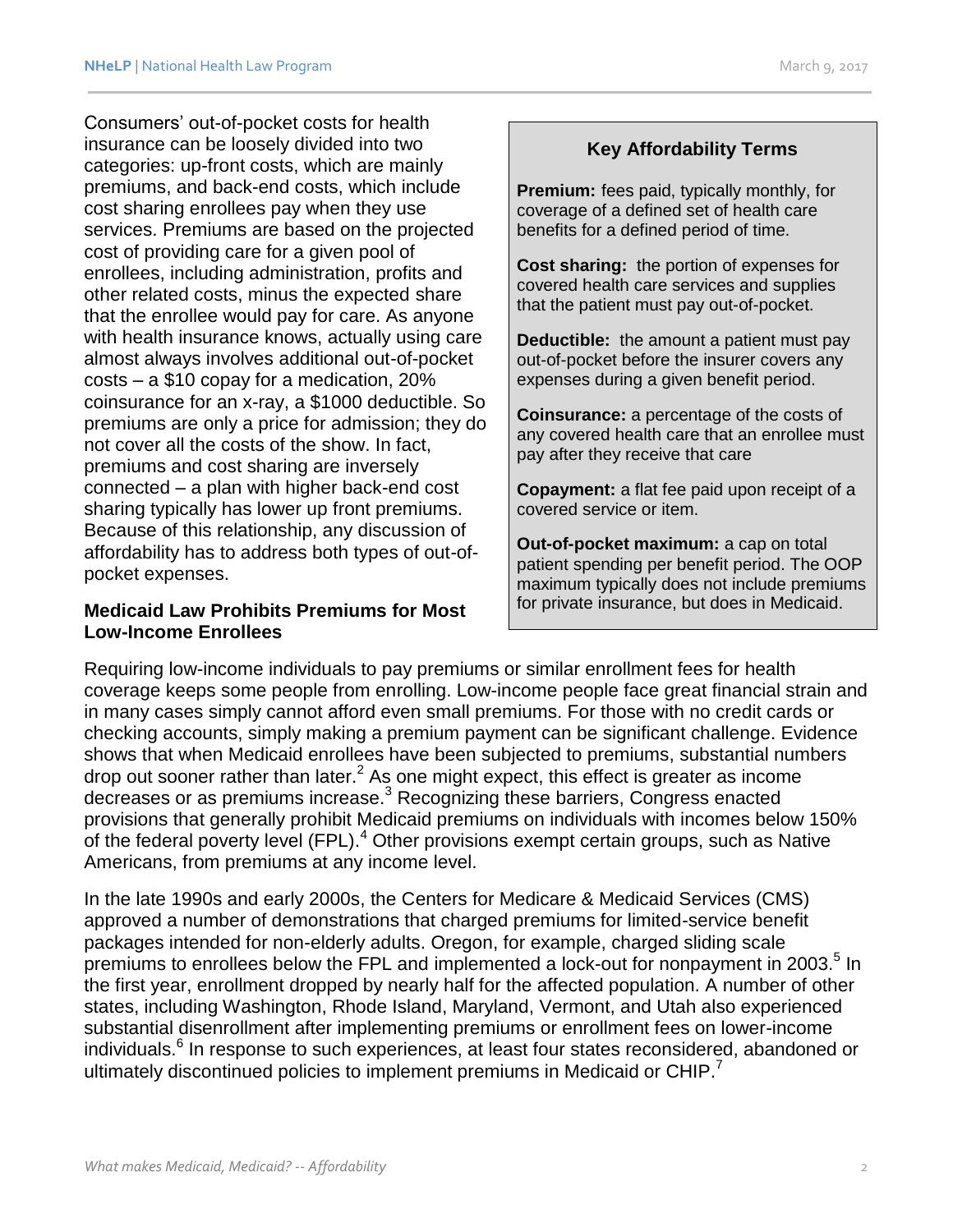Consumers' out-of-pocket costs for health insurance can be loosely divided into two categories: up-front costs, which are mainly premiums, and back-end costs, which include cost sharing enrollees pay when they use services. Premiums are based on the projected cost of providing care for a given pool of enrollees, including administration, profits and other related costs, minus the expected share that the enrollee would pay for care. As anyone with health insurance knows, actually using care almost always involves additional out-of-pocket costs – a $10 copay for a medication, 20% coinsurance for an x-ray, a $1000 deductible. So premiums are only a price for admission; they do not cover all the costs of the show. In fact, premiums and cost sharing are inversely connected – a plan with higher back-end cost sharing typically has lower up front premiums. Because of this relationship, any discussion of affordability has to address both types of out-of-pocket expenses.

> **Key Affordability Terms**
>
> **Premium:** fees paid, typically monthly, for coverage of a defined set of health care benefits for a defined period of time.
>
> **Cost sharing:** the portion of expenses for covered health care services and supplies that the patient must pay out-of-pocket.
>
> **Deductible:** the amount a patient must pay out-of-pocket before the insurer covers any expenses during a given benefit period.
>
> **Coinsurance:** a percentage of the costs of any covered health care that an enrollee must pay after they receive that care
>
> **Copayment:** a flat fee paid upon receipt of a covered service or item.
>
> **Out-of-pocket maximum:** a cap on total patient spending per benefit period. The OOP maximum typically does not include premiums for private insurance, but does in Medicaid.

### Medicaid Law Prohibits Premiums for Most Low-Income Enrollees

Requiring low-income individuals to pay premiums or similar enrollment fees for health coverage keeps some people from enrolling. Low-income people face great financial strain and in many cases simply cannot afford even small premiums. For those with no credit cards or checking accounts, simply making a premium payment can be significant challenge. Evidence shows that when Medicaid enrollees have been subjected to premiums, substantial numbers drop out sooner rather than later.[2] As one might expect, this effect is greater as income decreases or as premiums increase.[3] Recognizing these barriers, Congress enacted provisions that generally prohibit Medicaid premiums on individuals with incomes below 150% of the federal poverty level (FPL).[4] Other provisions exempt certain groups, such as Native Americans, from premiums at any income level.

In the late 1990s and early 2000s, the Centers for Medicare & Medicaid Services (CMS) approved a number of demonstrations that charged premiums for limited-service benefit packages intended for non-elderly adults. Oregon, for example, charged sliding scale premiums to enrollees below the FPL and implemented a lock-out for nonpayment in 2003.[5] In the first year, enrollment dropped by nearly half for the affected population. A number of other states, including Washington, Rhode Island, Maryland, Vermont, and Utah also experienced substantial disenrollment after implementing premiums or enrollment fees on lower-income individuals.[6] In response to such experiences, at least four states reconsidered, abandoned or ultimately discontinued policies to implement premiums in Medicaid or CHIP.[7]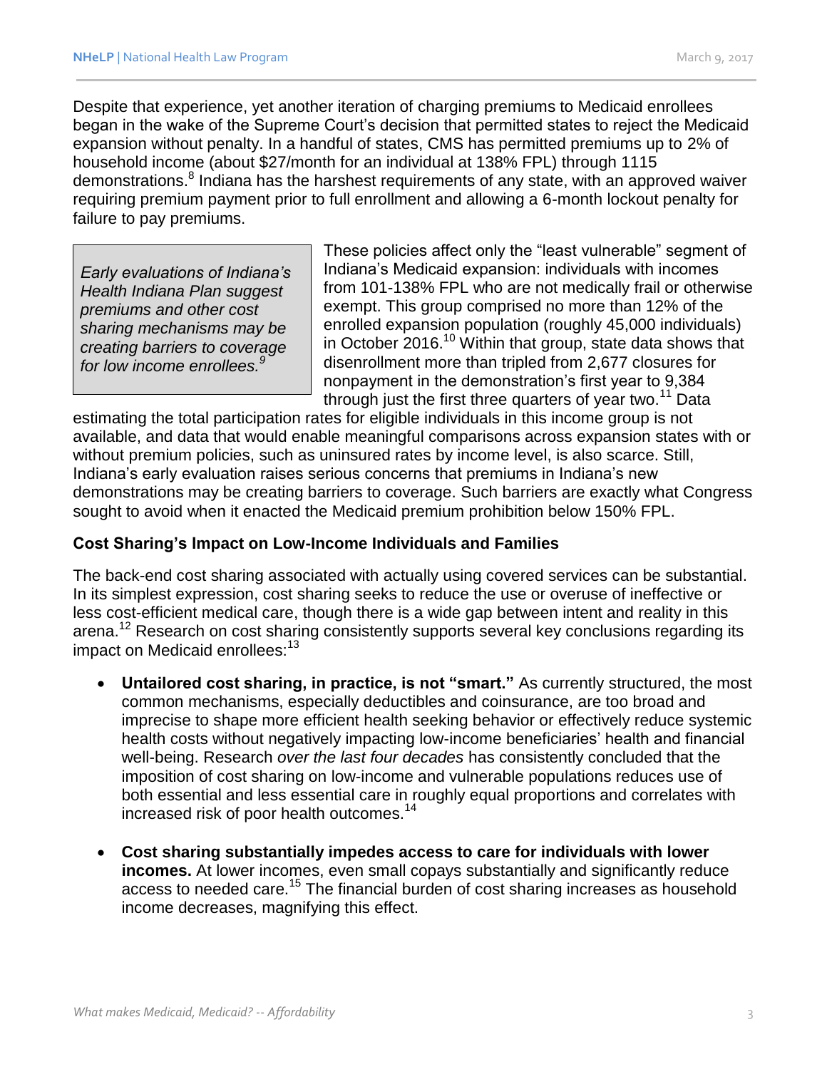Despite that experience, yet another iteration of charging premiums to Medicaid enrollees began in the wake of the Supreme Court's decision that permitted states to reject the Medicaid expansion without penalty. In a handful of states, CMS has permitted premiums up to 2% of household income (about $27/month for an individual at 138% FPL) through 1115 demonstrations.[8] Indiana has the harshest requirements of any state, with an approved waiver requiring premium payment prior to full enrollment and allowing a 6-month lockout penalty for failure to pay premiums.

> *Early evaluations of Indiana's Health Indiana Plan suggest premiums and other cost sharing mechanisms may be creating barriers to coverage for low income enrollees.[9]*

These policies affect only the "least vulnerable" segment of Indiana's Medicaid expansion: individuals with incomes from 101-138% FPL who are not medically frail or otherwise exempt. This group comprised no more than 12% of the enrolled expansion population (roughly 45,000 individuals) in October 2016.[10] Within that group, state data shows that disenrollment more than tripled from 2,677 closures for nonpayment in the demonstration's first year to 9,384 through just the first three quarters of year two.[11] Data estimating the total participation rates for eligible individuals in this income group is not available, and data that would enable meaningful comparisons across expansion states with or without premium policies, such as uninsured rates by income level, is also scarce. Still, Indiana's early evaluation raises serious concerns that premiums in Indiana's new demonstrations may be creating barriers to coverage. Such barriers are exactly what Congress sought to avoid when it enacted the Medicaid premium prohibition below 150% FPL.

### Cost Sharing's Impact on Low-Income Individuals and Families

The back-end cost sharing associated with actually using covered services can be substantial. In its simplest expression, cost sharing seeks to reduce the use or overuse of ineffective or less cost-efficient medical care, though there is a wide gap between intent and reality in this arena.[12] Research on cost sharing consistently supports several key conclusions regarding its impact on Medicaid enrollees:[13]

- **Untailored cost sharing, in practice, is not "smart."** As currently structured, the most common mechanisms, especially deductibles and coinsurance, are too broad and imprecise to shape more efficient health seeking behavior or effectively reduce systemic health costs without negatively impacting low-income beneficiaries' health and financial well-being. Research *over the last four decades* has consistently concluded that the imposition of cost sharing on low-income and vulnerable populations reduces use of both essential and less essential care in roughly equal proportions and correlates with increased risk of poor health outcomes.[14]

- **Cost sharing substantially impedes access to care for individuals with lower incomes.** At lower incomes, even small copays substantially and significantly reduce access to needed care.[15] The financial burden of cost sharing increases as household income decreases, magnifying this effect.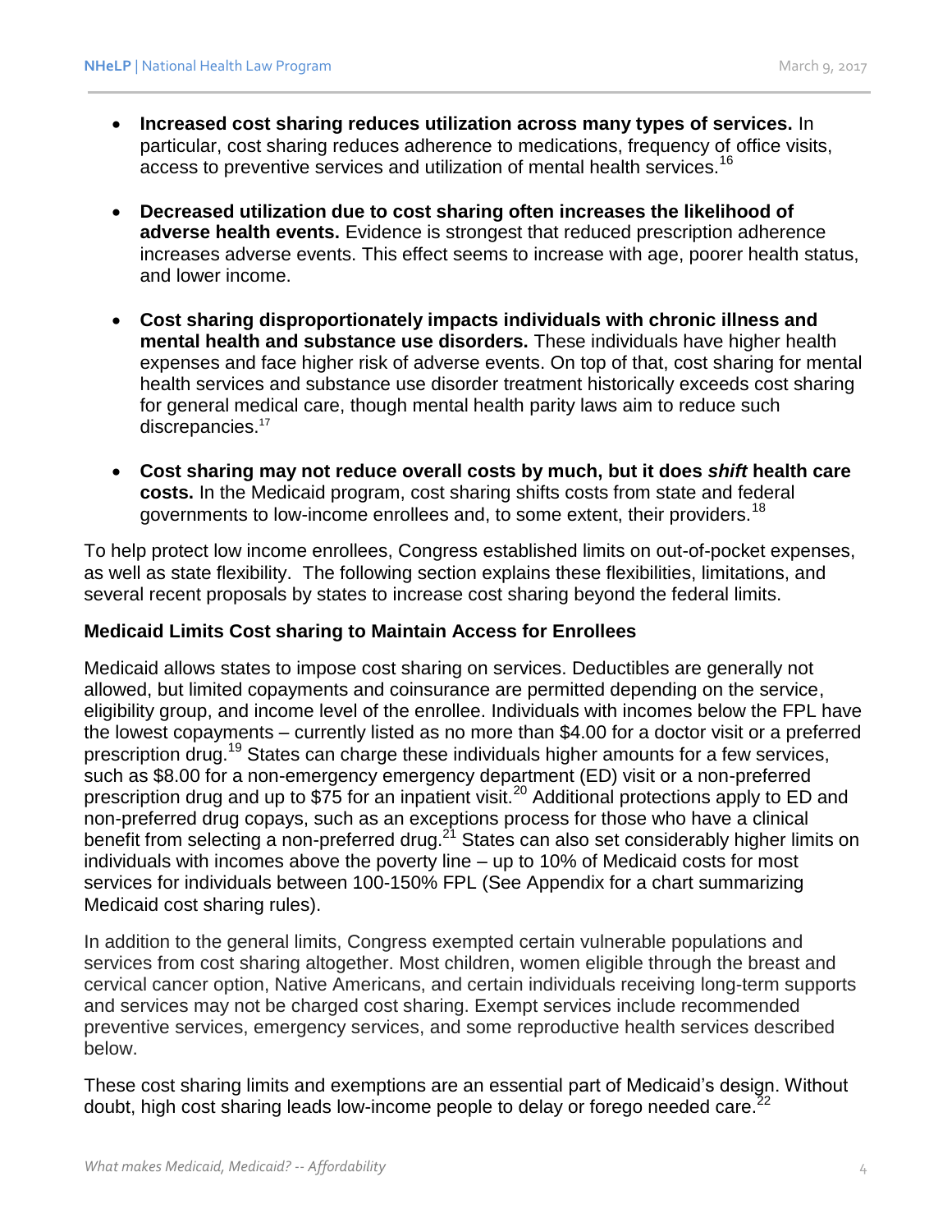- **Increased cost sharing reduces utilization across many types of services.** In particular, cost sharing reduces adherence to medications, frequency of office visits, access to preventive services and utilization of mental health services.[16]

- **Decreased utilization due to cost sharing often increases the likelihood of adverse health events.** Evidence is strongest that reduced prescription adherence increases adverse events. This effect seems to increase with age, poorer health status, and lower income.

- **Cost sharing disproportionately impacts individuals with chronic illness and mental health and substance use disorders.** These individuals have higher health expenses and face higher risk of adverse events. On top of that, cost sharing for mental health services and substance use disorder treatment historically exceeds cost sharing for general medical care, though mental health parity laws aim to reduce such discrepancies.[17]

- **Cost sharing may not reduce overall costs by much, but it does *shift* health care costs.** In the Medicaid program, cost sharing shifts costs from state and federal governments to low-income enrollees and, to some extent, their providers.[18]

To help protect low income enrollees, Congress established limits on out-of-pocket expenses, as well as state flexibility. The following section explains these flexibilities, limitations, and several recent proposals by states to increase cost sharing beyond the federal limits.

### Medicaid Limits Cost sharing to Maintain Access for Enrollees

Medicaid allows states to impose cost sharing on services. Deductibles are generally not allowed, but limited copayments and coinsurance are permitted depending on the service, eligibility group, and income level of the enrollee. Individuals with incomes below the FPL have the lowest copayments – currently listed as no more than $4.00 for a doctor visit or a preferred prescription drug.[19] States can charge these individuals higher amounts for a few services, such as $8.00 for a non-emergency emergency department (ED) visit or a non-preferred prescription drug and up to $75 for an inpatient visit.[20] Additional protections apply to ED and non-preferred drug copays, such as an exceptions process for those who have a clinical benefit from selecting a non-preferred drug.[21] States can also set considerably higher limits on individuals with incomes above the poverty line – up to 10% of Medicaid costs for most services for individuals between 100-150% FPL (See Appendix for a chart summarizing Medicaid cost sharing rules).

In addition to the general limits, Congress exempted certain vulnerable populations and services from cost sharing altogether. Most children, women eligible through the breast and cervical cancer option, Native Americans, and certain individuals receiving long-term supports and services may not be charged cost sharing. Exempt services include recommended preventive services, emergency services, and some reproductive health services described below.

These cost sharing limits and exemptions are an essential part of Medicaid's design. Without doubt, high cost sharing leads low-income people to delay or forego needed care.[22]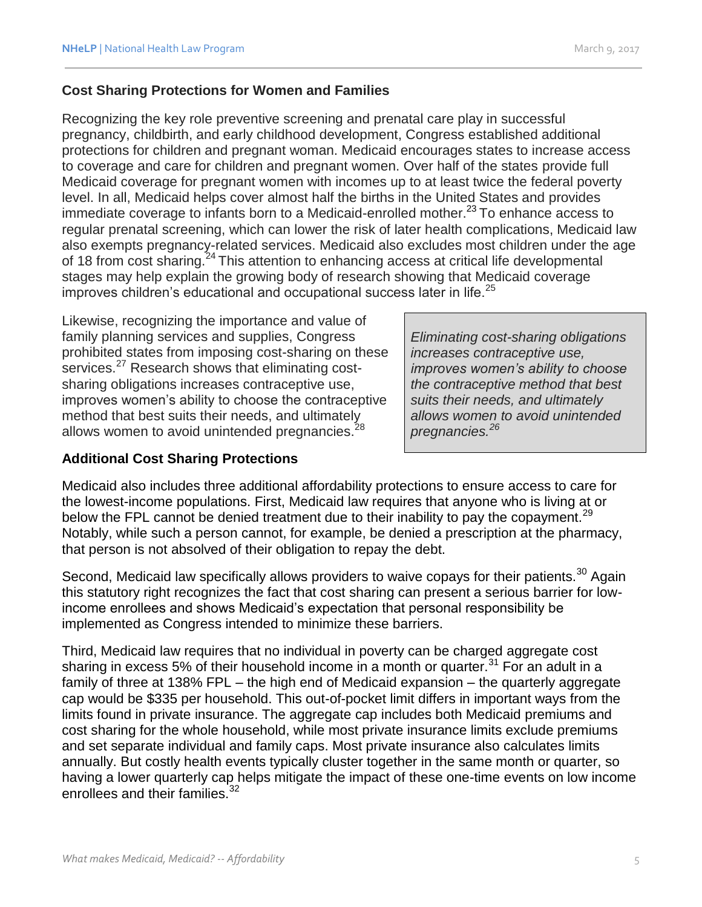### Cost Sharing Protections for Women and Families

Recognizing the key role preventive screening and prenatal care play in successful pregnancy, childbirth, and early childhood development, Congress established additional protections for children and pregnant woman. Medicaid encourages states to increase access to coverage and care for children and pregnant women. Over half of the states provide full Medicaid coverage for pregnant women with incomes up to at least twice the federal poverty level. In all, Medicaid helps cover almost half the births in the United States and provides immediate coverage to infants born to a Medicaid-enrolled mother.[23] To enhance access to regular prenatal screening, which can lower the risk of later health complications, Medicaid law also exempts pregnancy-related services. Medicaid also excludes most children under the age of 18 from cost sharing.[24] This attention to enhancing access at critical life developmental stages may help explain the growing body of research showing that Medicaid coverage improves children's educational and occupational success later in life.[25]

Likewise, recognizing the importance and value of family planning services and supplies, Congress prohibited states from imposing cost-sharing on these services.[27] Research shows that eliminating cost-sharing obligations increases contraceptive use, improves women's ability to choose the contraceptive method that best suits their needs, and ultimately allows women to avoid unintended pregnancies.[28]

> *Eliminating cost-sharing obligations increases contraceptive use, improves women's ability to choose the contraceptive method that best suits their needs, and ultimately allows women to avoid unintended pregnancies.[26]*

### Additional Cost Sharing Protections

Medicaid also includes three additional affordability protections to ensure access to care for the lowest-income populations. First, Medicaid law requires that anyone who is living at or below the FPL cannot be denied treatment due to their inability to pay the copayment.[29] Notably, while such a person cannot, for example, be denied a prescription at the pharmacy, that person is not absolved of their obligation to repay the debt.

Second, Medicaid law specifically allows providers to waive copays for their patients.[30] Again this statutory right recognizes the fact that cost sharing can present a serious barrier for low-income enrollees and shows Medicaid's expectation that personal responsibility be implemented as Congress intended to minimize these barriers.

Third, Medicaid law requires that no individual in poverty can be charged aggregate cost sharing in excess 5% of their household income in a month or quarter.[31] For an adult in a family of three at 138% FPL – the high end of Medicaid expansion – the quarterly aggregate cap would be $335 per household. This out-of-pocket limit differs in important ways from the limits found in private insurance. The aggregate cap includes both Medicaid premiums and cost sharing for the whole household, while most private insurance limits exclude premiums and set separate individual and family caps. Most private insurance also calculates limits annually. But costly health events typically cluster together in the same month or quarter, so having a lower quarterly cap helps mitigate the impact of these one-time events on low income enrollees and their families.[32]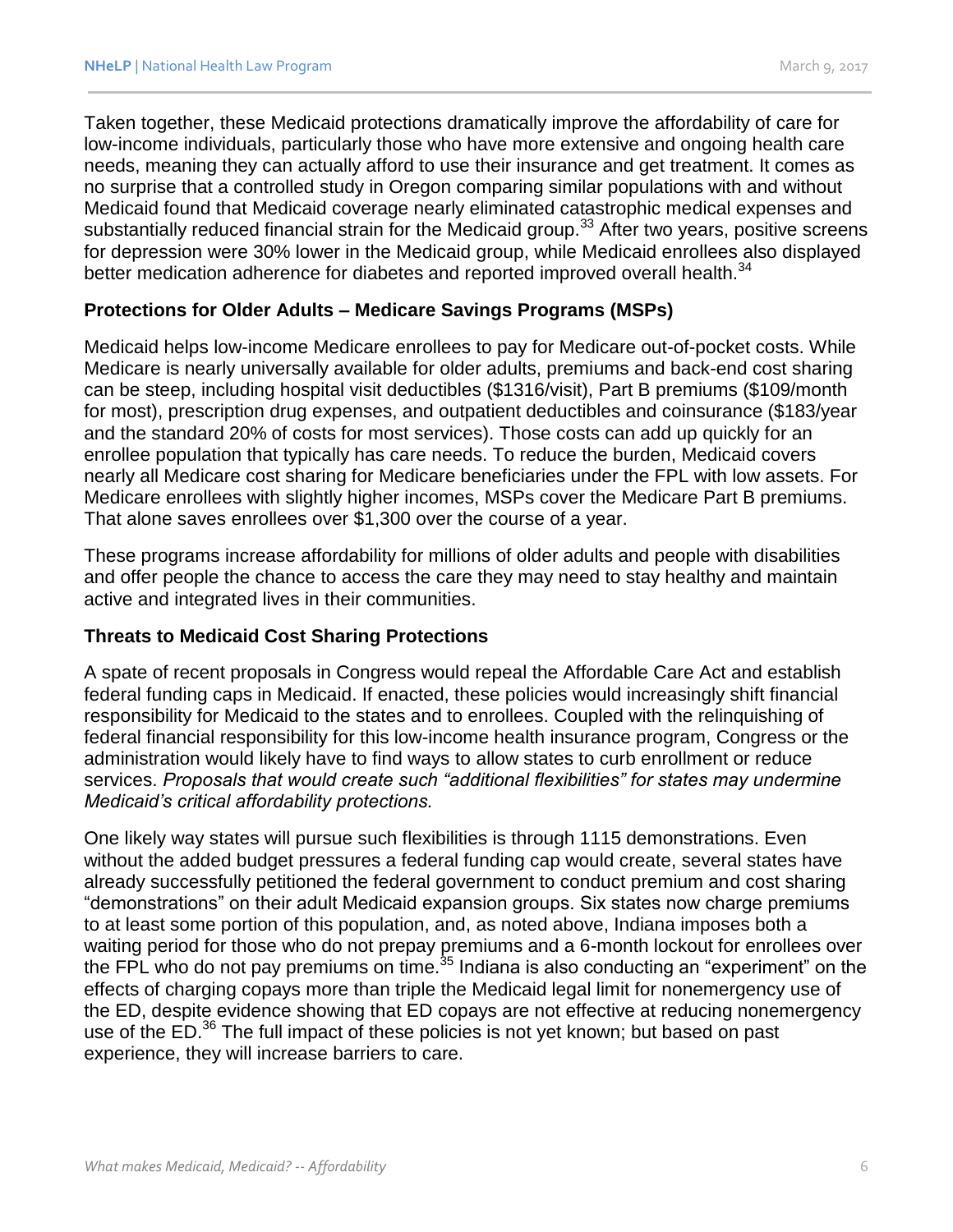Taken together, these Medicaid protections dramatically improve the affordability of care for low-income individuals, particularly those who have more extensive and ongoing health care needs, meaning they can actually afford to use their insurance and get treatment. It comes as no surprise that a controlled study in Oregon comparing similar populations with and without Medicaid found that Medicaid coverage nearly eliminated catastrophic medical expenses and substantially reduced financial strain for the Medicaid group.[33] After two years, positive screens for depression were 30% lower in the Medicaid group, while Medicaid enrollees also displayed better medication adherence for diabetes and reported improved overall health.[34]

**Protections for Older Adults – Medicare Savings Programs (MSPs)**

Medicaid helps low-income Medicare enrollees to pay for Medicare out-of-pocket costs. While Medicare is nearly universally available for older adults, premiums and back-end cost sharing can be steep, including hospital visit deductibles ($1316/visit), Part B premiums ($109/month for most), prescription drug expenses, and outpatient deductibles and coinsurance ($183/year and the standard 20% of costs for most services). Those costs can add up quickly for an enrollee population that typically has care needs. To reduce the burden, Medicaid covers nearly all Medicare cost sharing for Medicare beneficiaries under the FPL with low assets. For Medicare enrollees with slightly higher incomes, MSPs cover the Medicare Part B premiums. That alone saves enrollees over $1,300 over the course of a year.

These programs increase affordability for millions of older adults and people with disabilities and offer people the chance to access the care they may need to stay healthy and maintain active and integrated lives in their communities.

**Threats to Medicaid Cost Sharing Protections**

A spate of recent proposals in Congress would repeal the Affordable Care Act and establish federal funding caps in Medicaid. If enacted, these policies would increasingly shift financial responsibility for Medicaid to the states and to enrollees. Coupled with the relinquishing of federal financial responsibility for this low-income health insurance program, Congress or the administration would likely have to find ways to allow states to curb enrollment or reduce services. *Proposals that would create such "additional flexibilities" for states may undermine Medicaid's critical affordability protections.*

One likely way states will pursue such flexibilities is through 1115 demonstrations. Even without the added budget pressures a federal funding cap would create, several states have already successfully petitioned the federal government to conduct premium and cost sharing "demonstrations" on their adult Medicaid expansion groups. Six states now charge premiums to at least some portion of this population, and, as noted above, Indiana imposes both a waiting period for those who do not prepay premiums and a 6-month lockout for enrollees over the FPL who do not pay premiums on time.[35] Indiana is also conducting an "experiment" on the effects of charging copays more than triple the Medicaid legal limit for nonemergency use of the ED, despite evidence showing that ED copays are not effective at reducing nonemergency use of the ED.[36] The full impact of these policies is not yet known; but based on past experience, they will increase barriers to care.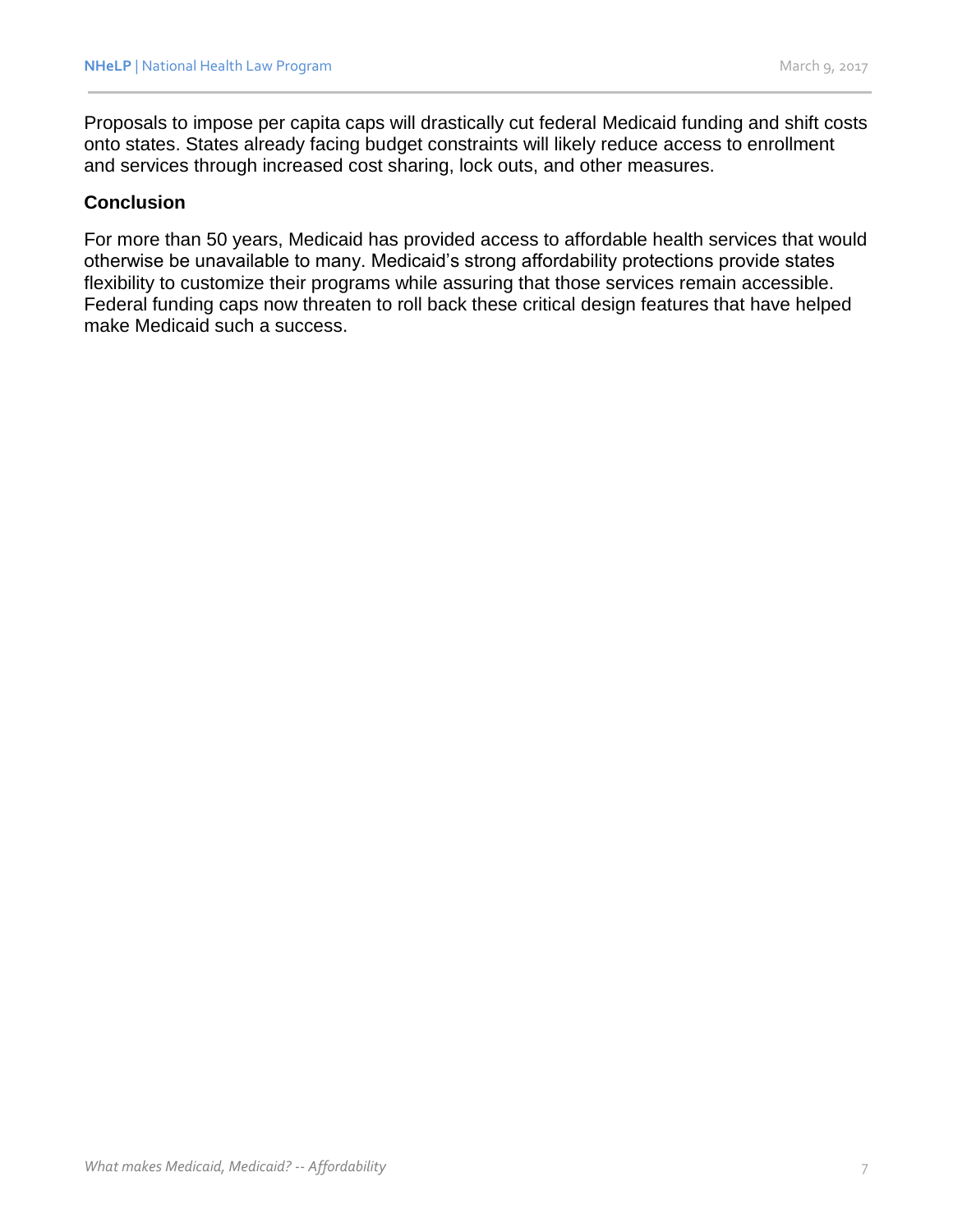Proposals to impose per capita caps will drastically cut federal Medicaid funding and shift costs onto states. States already facing budget constraints will likely reduce access to enrollment and services through increased cost sharing, lock outs, and other measures.

## Conclusion

For more than 50 years, Medicaid has provided access to affordable health services that would otherwise be unavailable to many. Medicaid's strong affordability protections provide states flexibility to customize their programs while assuring that those services remain accessible. Federal funding caps now threaten to roll back these critical design features that have helped make Medicaid such a success.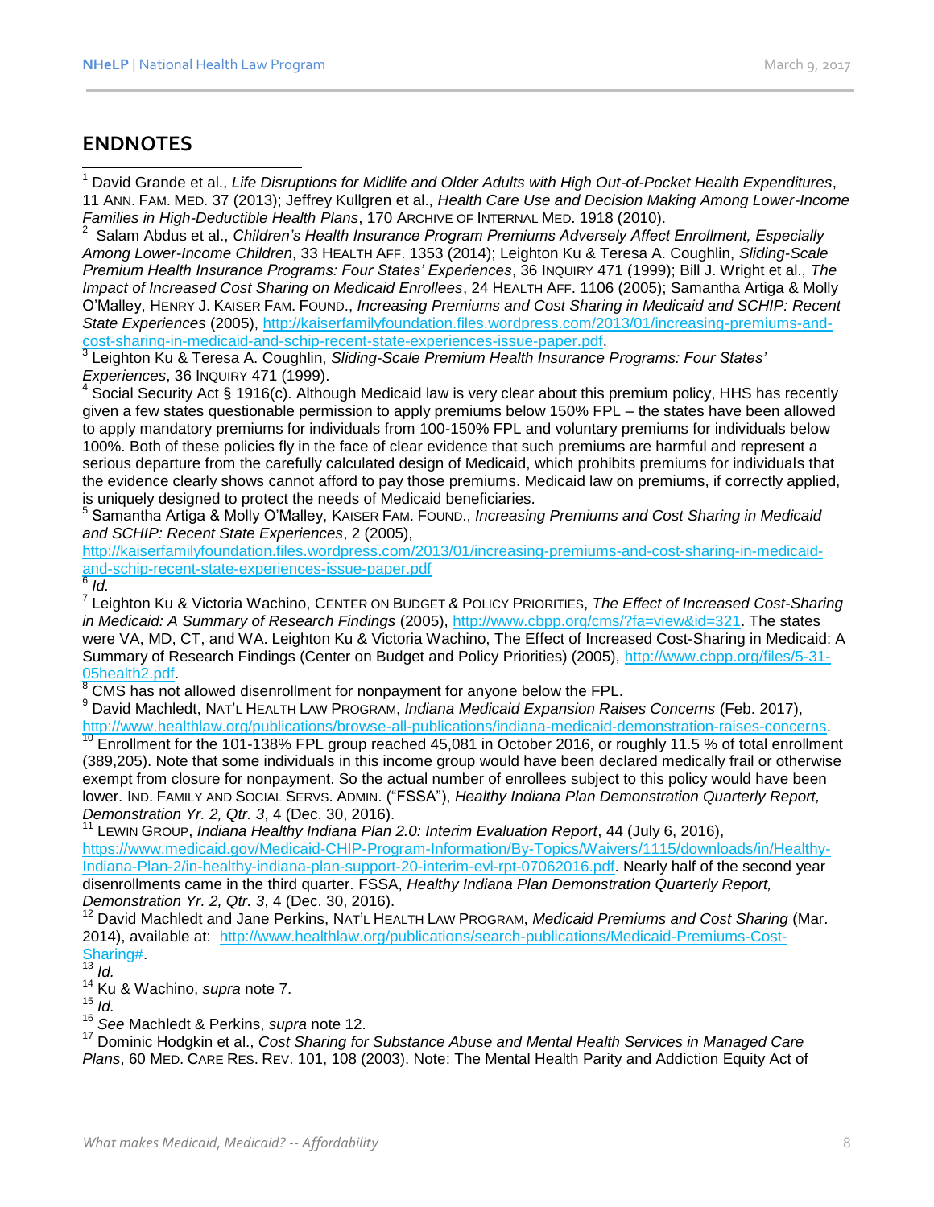## ENDNOTES

[1] David Grande et al., *Life Disruptions for Midlife and Older Adults with High Out-of-Pocket Health Expenditures*, 11 ANN. FAM. MED. 37 (2013); Jeffrey Kullgren et al., *Health Care Use and Decision Making Among Lower-Income Families in High-Deductible Health Plans*, 170 ARCHIVE OF INTERNAL MED. 1918 (2010).

[2] Salam Abdus et al., *Children's Health Insurance Program Premiums Adversely Affect Enrollment, Especially Among Lower-Income Children*, 33 HEALTH AFF. 1353 (2014); Leighton Ku & Teresa A. Coughlin, *Sliding-Scale Premium Health Insurance Programs: Four States' Experiences*, 36 INQUIRY 471 (1999); Bill J. Wright et al., *The Impact of Increased Cost Sharing on Medicaid Enrollees*, 24 HEALTH AFF. 1106 (2005); Samantha Artiga & Molly O'Malley, HENRY J. KAISER FAM. FOUND., *Increasing Premiums and Cost Sharing in Medicaid and SCHIP: Recent State Experiences* (2005), http://kaiserfamilyfoundation.files.wordpress.com/2013/01/increasing-premiums-and-cost-sharing-in-medicaid-and-schip-recent-state-experiences-issue-paper.pdf.

[3] Leighton Ku & Teresa A. Coughlin, *Sliding-Scale Premium Health Insurance Programs: Four States' Experiences*, 36 INQUIRY 471 (1999).

[4] Social Security Act § 1916(c). Although Medicaid law is very clear about this premium policy, HHS has recently given a few states questionable permission to apply premiums below 150% FPL – the states have been allowed to apply mandatory premiums for individuals from 100-150% FPL and voluntary premiums for individuals below 100%. Both of these policies fly in the face of clear evidence that such premiums are harmful and represent a serious departure from the carefully calculated design of Medicaid, which prohibits premiums for individuals that the evidence clearly shows cannot afford to pay those premiums. Medicaid law on premiums, if correctly applied, is uniquely designed to protect the needs of Medicaid beneficiaries.

[5] Samantha Artiga & Molly O'Malley, KAISER FAM. FOUND., *Increasing Premiums and Cost Sharing in Medicaid and SCHIP: Recent State Experiences*, 2 (2005), http://kaiserfamilyfoundation.files.wordpress.com/2013/01/increasing-premiums-and-cost-sharing-in-medicaid-and-schip-recent-state-experiences-issue-paper.pdf

[6] *Id.*

[7] Leighton Ku & Victoria Wachino, CENTER ON BUDGET & POLICY PRIORITIES, *The Effect of Increased Cost-Sharing in Medicaid: A Summary of Research Findings* (2005), http://www.cbpp.org/cms/?fa=view&id=321. The states were VA, MD, CT, and WA. Leighton Ku & Victoria Wachino, The Effect of Increased Cost-Sharing in Medicaid: A Summary of Research Findings (Center on Budget and Policy Priorities) (2005), http://www.cbpp.org/files/5-31-05health2.pdf.

[8] CMS has not allowed disenrollment for nonpayment for anyone below the FPL.

[9] David Machledt, NAT'L HEALTH LAW PROGRAM, *Indiana Medicaid Expansion Raises Concerns* (Feb. 2017), http://www.healthlaw.org/publications/browse-all-publications/indiana-medicaid-demonstration-raises-concerns.

[10] Enrollment for the 101-138% FPL group reached 45,081 in October 2016, or roughly 11.5 % of total enrollment (389,205). Note that some individuals in this income group would have been declared medically frail or otherwise exempt from closure for nonpayment. So the actual number of enrollees subject to this policy would have been lower. IND. FAMILY AND SOCIAL SERVS. ADMIN. ("FSSA"), *Healthy Indiana Plan Demonstration Quarterly Report, Demonstration Yr. 2, Qtr. 3*, 4 (Dec. 30, 2016).

[11] LEWIN GROUP, *Indiana Healthy Indiana Plan 2.0: Interim Evaluation Report*, 44 (July 6, 2016), https://www.medicaid.gov/Medicaid-CHIP-Program-Information/By-Topics/Waivers/1115/downloads/in/Healthy-Indiana-Plan-2/in-healthy-indiana-plan-support-20-interim-evl-rpt-07062016.pdf. Nearly half of the second year disenrollments came in the third quarter. FSSA, *Healthy Indiana Plan Demonstration Quarterly Report, Demonstration Yr. 2, Qtr. 3*, 4 (Dec. 30, 2016).

[12] David Machledt and Jane Perkins, NAT'L HEALTH LAW PROGRAM, *Medicaid Premiums and Cost Sharing* (Mar. 2014), available at: http://www.healthlaw.org/publications/search-publications/Medicaid-Premiums-Cost-Sharing#.

[13] *Id.*

[14] Ku & Wachino, *supra* note 7.

[15] *Id.*

[16] *See* Machledt & Perkins, *supra* note 12.

[17] Dominic Hodgkin et al., *Cost Sharing for Substance Abuse and Mental Health Services in Managed Care Plans*, 60 MED. CARE RES. REV. 101, 108 (2003). Note: The Mental Health Parity and Addiction Equity Act of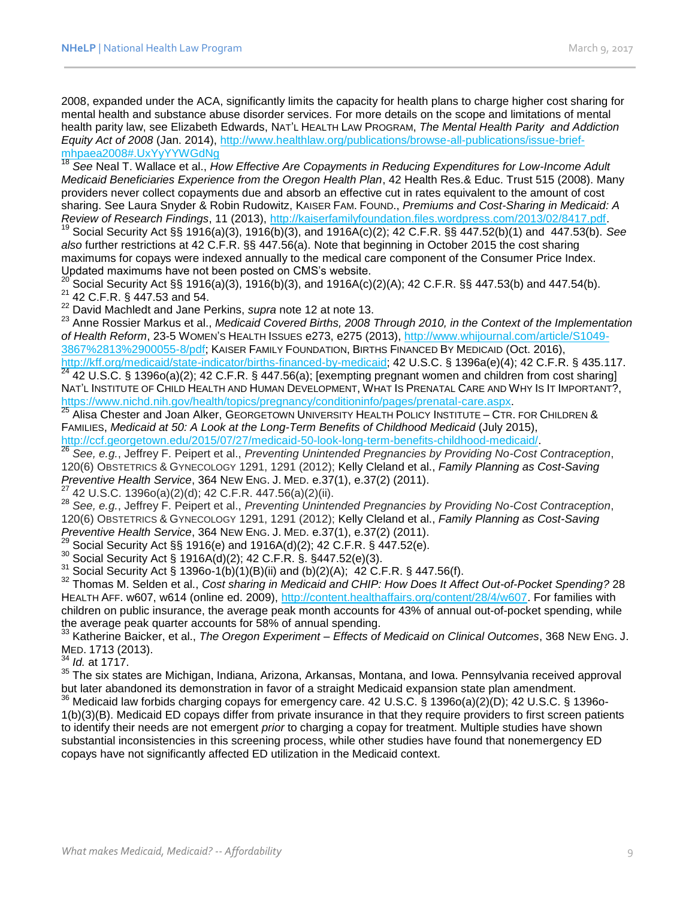2008, expanded under the ACA, significantly limits the capacity for health plans to charge higher cost sharing for mental health and substance abuse disorder services. For more details on the scope and limitations of mental health parity law, see Elizabeth Edwards, NAT'L HEALTH LAW PROGRAM, *The Mental Health Parity and Addiction Equity Act of 2008* (Jan. 2014), http://www.healthlaw.org/publications/browse-all-publications/issue-brief-mhpaea2008#.UxYyYYWGdNg

[18] *See* Neal T. Wallace et al., *How Effective Are Copayments in Reducing Expenditures for Low-Income Adult Medicaid Beneficiaries Experience from the Oregon Health Plan*, 42 Health Res.& Educ. Trust 515 (2008). Many providers never collect copayments due and absorb an effective cut in rates equivalent to the amount of cost sharing. See Laura Snyder & Robin Rudowitz, KAISER FAM. FOUND., *Premiums and Cost-Sharing in Medicaid: A Review of Research Findings*, 11 (2013), http://kaiserfamilyfoundation.files.wordpress.com/2013/02/8417.pdf.

[19] Social Security Act §§ 1916(a)(3), 1916(b)(3), and 1916A(c)(2); 42 C.F.R. §§ 447.52(b)(1) and 447.53(b). *See also* further restrictions at 42 C.F.R. §§ 447.56(a). Note that beginning in October 2015 the cost sharing maximums for copays were indexed annually to the medical care component of the Consumer Price Index. Updated maximums have not been posted on CMS's website.

[20] Social Security Act §§ 1916(a)(3), 1916(b)(3), and 1916A(c)(2)(A); 42 C.F.R. §§ 447.53(b) and 447.54(b).

[21] 42 C.F.R. § 447.53 and 54.

[22] David Machledt and Jane Perkins, *supra* note 12 at note 13.

[23] Anne Rossier Markus et al., *Medicaid Covered Births, 2008 Through 2010, in the Context of the Implementation of Health Reform*, 23-5 WOMEN'S HEALTH ISSUES e273, e275 (2013), http://www.whijournal.com/article/S1049-3867%2813%2900055-8/pdf; KAISER FAMILY FOUNDATION, BIRTHS FINANCED BY MEDICAID (Oct. 2016), http://kff.org/medicaid/state-indicator/births-financed-by-medicaid; 42 U.S.C. § 1396a(e)(4); 42 C.F.R. § 435.117.

[24] 42 U.S.C. § 1396o(a)(2); 42 C.F.R. § 447.56(a); [exempting pregnant women and children from cost sharing] NAT'L INSTITUTE OF CHILD HEALTH AND HUMAN DEVELOPMENT, WHAT IS PRENATAL CARE AND WHY IS IT IMPORTANT?, https://www.nichd.nih.gov/health/topics/pregnancy/conditioninfo/pages/prenatal-care.aspx.

[25] Alisa Chester and Joan Alker, GEORGETOWN UNIVERSITY HEALTH POLICY INSTITUTE – CTR. FOR CHILDREN & FAMILIES, *Medicaid at 50: A Look at the Long-Term Benefits of Childhood Medicaid* (July 2015), http://ccf.georgetown.edu/2015/07/27/medicaid-50-look-long-term-benefits-childhood-medicaid/.

[26] *See, e.g.*, Jeffrey F. Peipert et al., *Preventing Unintended Pregnancies by Providing No-Cost Contraception*, 120(6) OBSTETRICS & GYNECOLOGY 1291, 1291 (2012); Kelly Cleland et al., *Family Planning as Cost-Saving Preventive Health Service*, 364 NEW ENG. J. MED. e.37(1), e.37(2) (2011).

[27] 42 U.S.C. 1396o(a)(2)(d); 42 C.F.R. 447.56(a)(2)(ii).

[28] *See, e.g.*, Jeffrey F. Peipert et al., *Preventing Unintended Pregnancies by Providing No-Cost Contraception*, 120(6) OBSTETRICS & GYNECOLOGY 1291, 1291 (2012); Kelly Cleland et al., *Family Planning as Cost-Saving Preventive Health Service*, 364 NEW ENG. J. MED. e.37(1), e.37(2) (2011).

[29] Social Security Act §§ 1916(e) and 1916A(d)(2); 42 C.F.R. § 447.52(e).

[30] Social Security Act § 1916A(d)(2); 42 C.F.R. §. §447.52(e)(3).

[31] Social Security Act § 1396o-1(b)(1)(B)(ii) and (b)(2)(A); 42 C.F.R. § 447.56(f).

[32] Thomas M. Selden et al., *Cost sharing in Medicaid and CHIP: How Does It Affect Out-of-Pocket Spending?* 28 HEALTH AFF. w607, w614 (online ed. 2009), http://content.healthaffairs.org/content/28/4/w607. For families with children on public insurance, the average peak month accounts for 43% of annual out-of-pocket spending, while the average peak quarter accounts for 58% of annual spending.

[33] Katherine Baicker, et al., *The Oregon Experiment – Effects of Medicaid on Clinical Outcomes*, 368 NEW ENG. J. MED. 1713 (2013).

[34] *Id.* at 1717.

[35] The six states are Michigan, Indiana, Arizona, Arkansas, Montana, and Iowa. Pennsylvania received approval but later abandoned its demonstration in favor of a straight Medicaid expansion state plan amendment.

[36] Medicaid law forbids charging copays for emergency care. 42 U.S.C. § 1396o(a)(2)(D); 42 U.S.C. § 1396o-1(b)(3)(B). Medicaid ED copays differ from private insurance in that they require providers to first screen patients to identify their needs are not emergent *prior* to charging a copay for treatment. Multiple studies have shown substantial inconsistencies in this screening process, while other studies have found that nonemergency ED copays have not significantly affected ED utilization in the Medicaid context.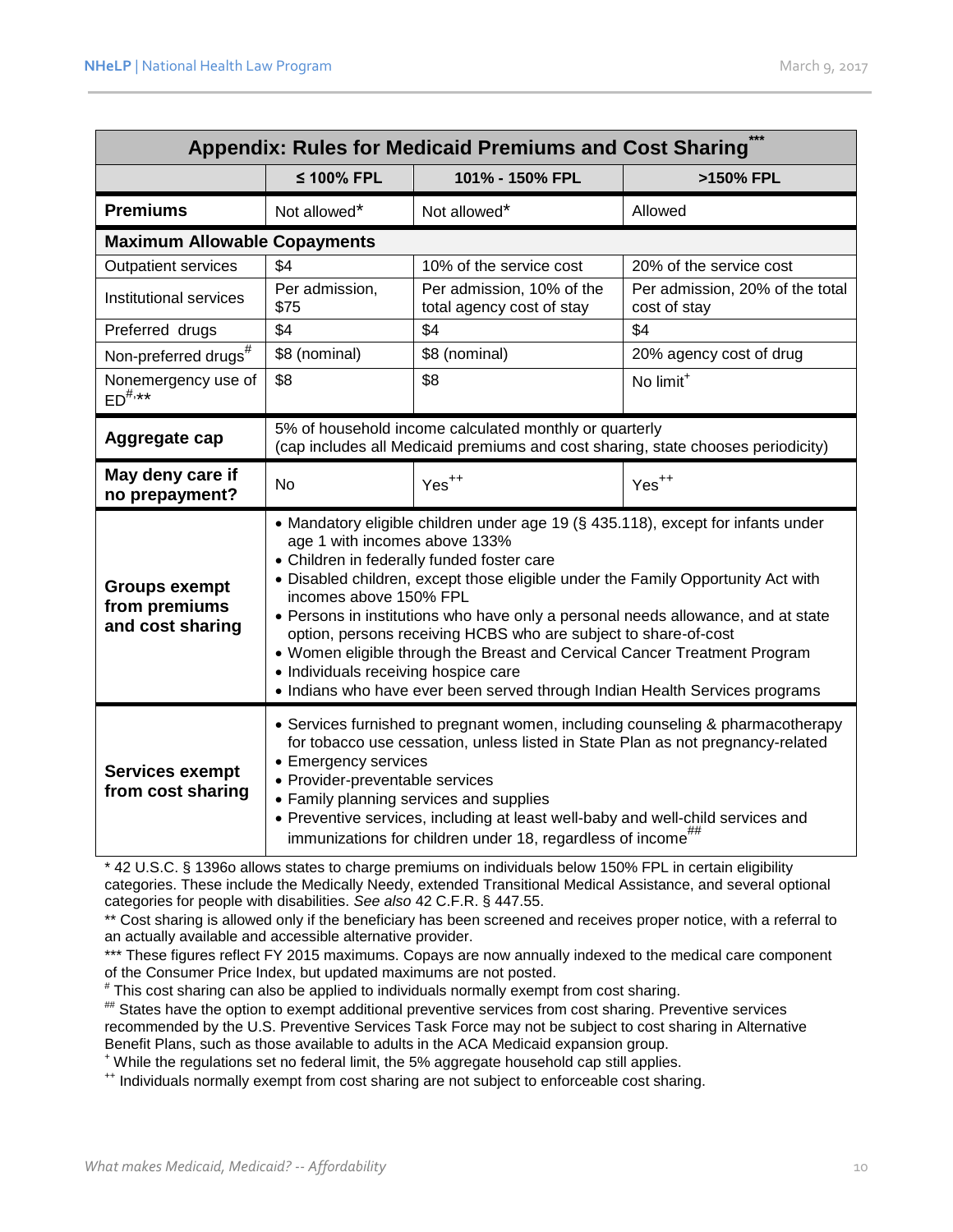| Appendix: Rules for Medicaid Premiums and Cost Sharing*** | | | |
|---|---|---|---|
| | ≤ 100% FPL | 101% - 150% FPL | >150% FPL |
| **Premiums** | Not allowed* | Not allowed* | Allowed |
| **Maximum Allowable Copayments** | | | |
| Outpatient services | $4 | 10% of the service cost | 20% of the service cost |
| Institutional services | Per admission, $75 | Per admission, 10% of the total agency cost of stay | Per admission, 20% of the total cost of stay |
| Preferred drugs | $4 | $4 | $4 |
| Non-preferred drugs# | $8 (nominal) | $8 (nominal) | 20% agency cost of drug |
| Nonemergency use of ED#,** | $8 | $8 | No limit+ |
| **Aggregate cap** | 5% of household income calculated monthly or quarterly (cap includes all Medicaid premiums and cost sharing, state chooses periodicity) | | |
| **May deny care if no prepayment?** | No | Yes++ | Yes++ |
| **Groups exempt from premiums and cost sharing** | • Mandatory eligible children under age 19 (§ 435.118), except for infants under age 1 with incomes above 133%<br>• Children in federally funded foster care<br>• Disabled children, except those eligible under the Family Opportunity Act with incomes above 150% FPL<br>• Persons in institutions who have only a personal needs allowance, and at state option, persons receiving HCBS who are subject to share-of-cost<br>• Women eligible through the Breast and Cervical Cancer Treatment Program<br>• Individuals receiving hospice care<br>• Indians who have ever been served through Indian Health Services programs | | |
| **Services exempt from cost sharing** | • Services furnished to pregnant women, including counseling & pharmacotherapy for tobacco use cessation, unless listed in State Plan as not pregnancy-related<br>• Emergency services<br>• Provider-preventable services<br>• Family planning services and supplies<br>• Preventive services, including at least well-baby and well-child services and immunizations for children under 18, regardless of income## | | |

\* 42 U.S.C. § 1396o allows states to charge premiums on individuals below 150% FPL in certain eligibility categories. These include the Medically Needy, extended Transitional Medical Assistance, and several optional categories for people with disabilities. *See also* 42 C.F.R. § 447.55.

\*\* Cost sharing is allowed only if the beneficiary has been screened and receives proper notice, with a referral to an actually available and accessible alternative provider.

\*\*\* These figures reflect FY 2015 maximums. Copays are now annually indexed to the medical care component of the Consumer Price Index, but updated maximums are not posted.

\# This cost sharing can also be applied to individuals normally exempt from cost sharing.

\## States have the option to exempt additional preventive services from cost sharing. Preventive services recommended by the U.S. Preventive Services Task Force may not be subject to cost sharing in Alternative Benefit Plans, such as those available to adults in the ACA Medicaid expansion group.

\+ While the regulations set no federal limit, the 5% aggregate household cap still applies.

\++ Individuals normally exempt from cost sharing are not subject to enforceable cost sharing.